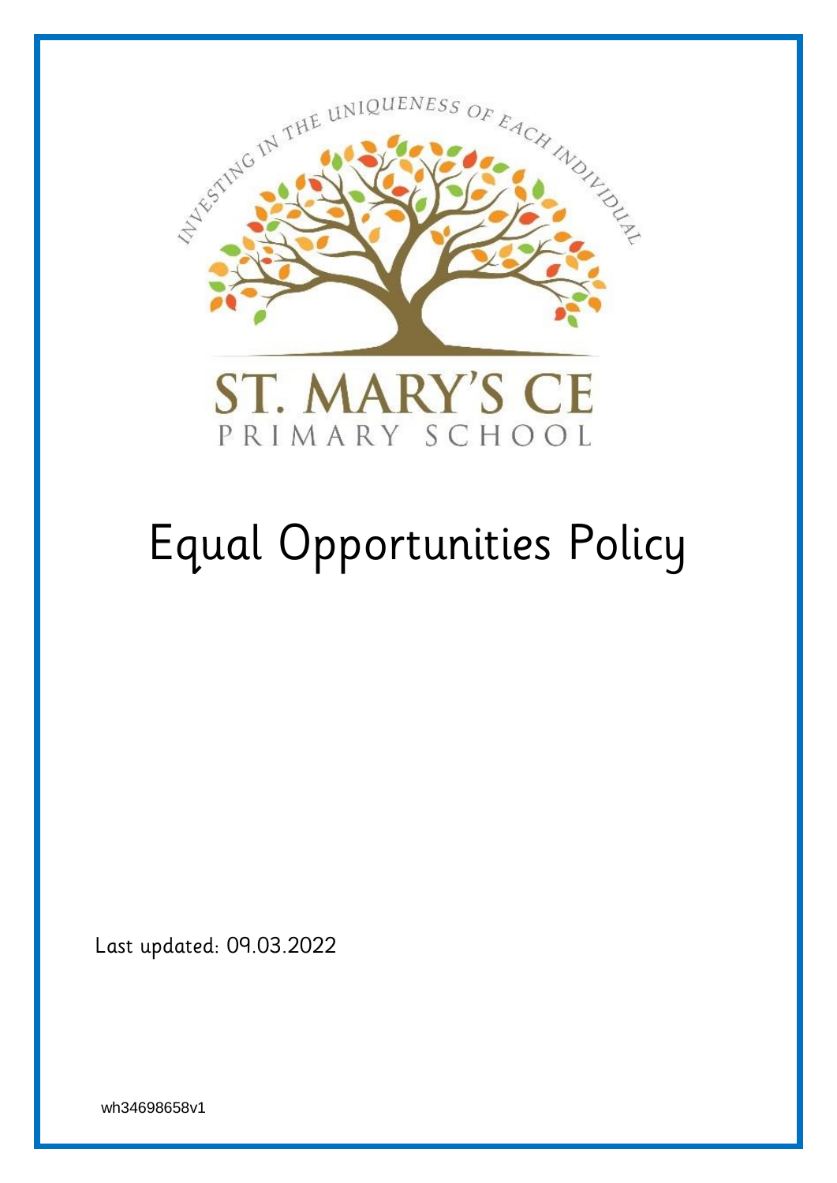INVESTING IN THE UNIQUENESS OF EACH INDIVIDUAL

ST. MARY'S CE

PRIMARY SCHOOL

# Equal Opportunities Policy

Last updated: 09.03.2022

wh34698658v1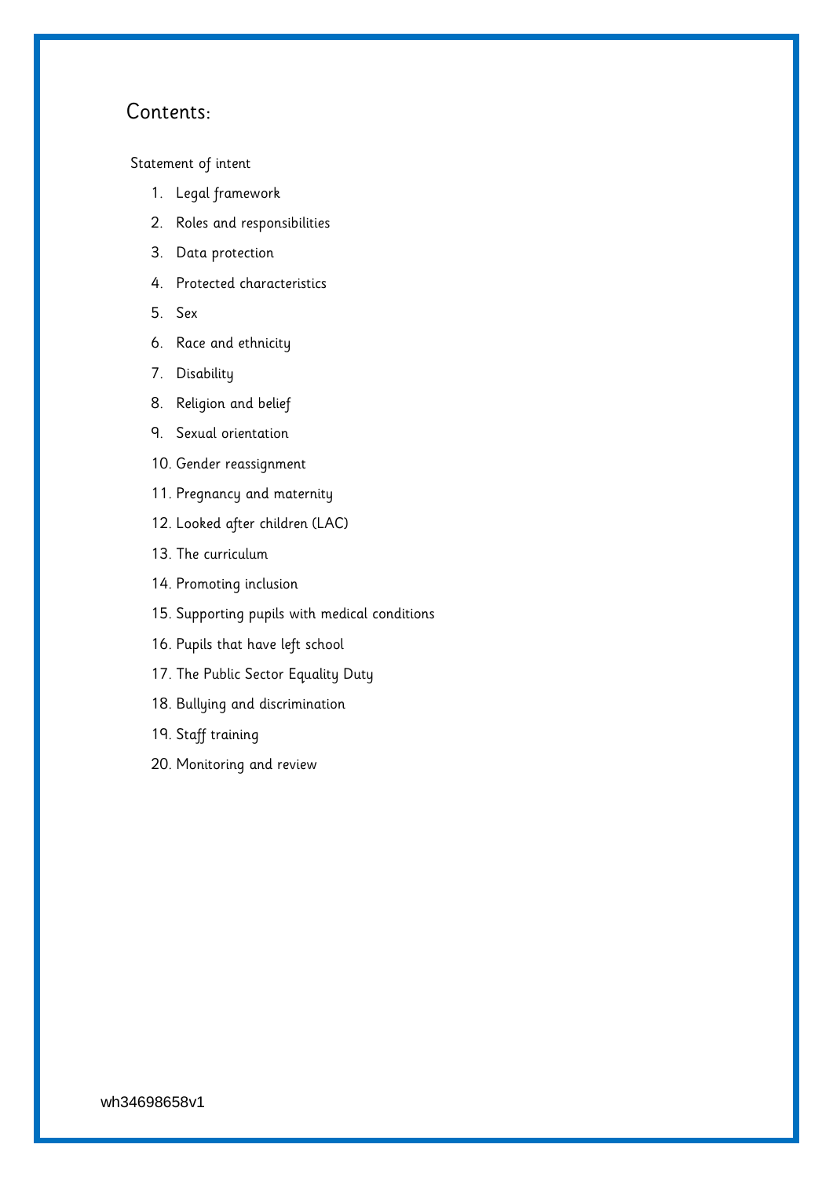## Contents:

Statement of intent

1. Legal framework
2. Roles and responsibilities
3. Data protection
4. Protected characteristics
5. Sex
6. Race and ethnicity
7. Disability
8. Religion and belief
9. Sexual orientation
10. Gender reassignment
11. Pregnancy and maternity
12. Looked after children (LAC)
13. The curriculum
14. Promoting inclusion
15. Supporting pupils with medical conditions
16. Pupils that have left school
17. The Public Sector Equality Duty
18. Bullying and discrimination
19. Staff training
20. Monitoring and review

wh34698658v1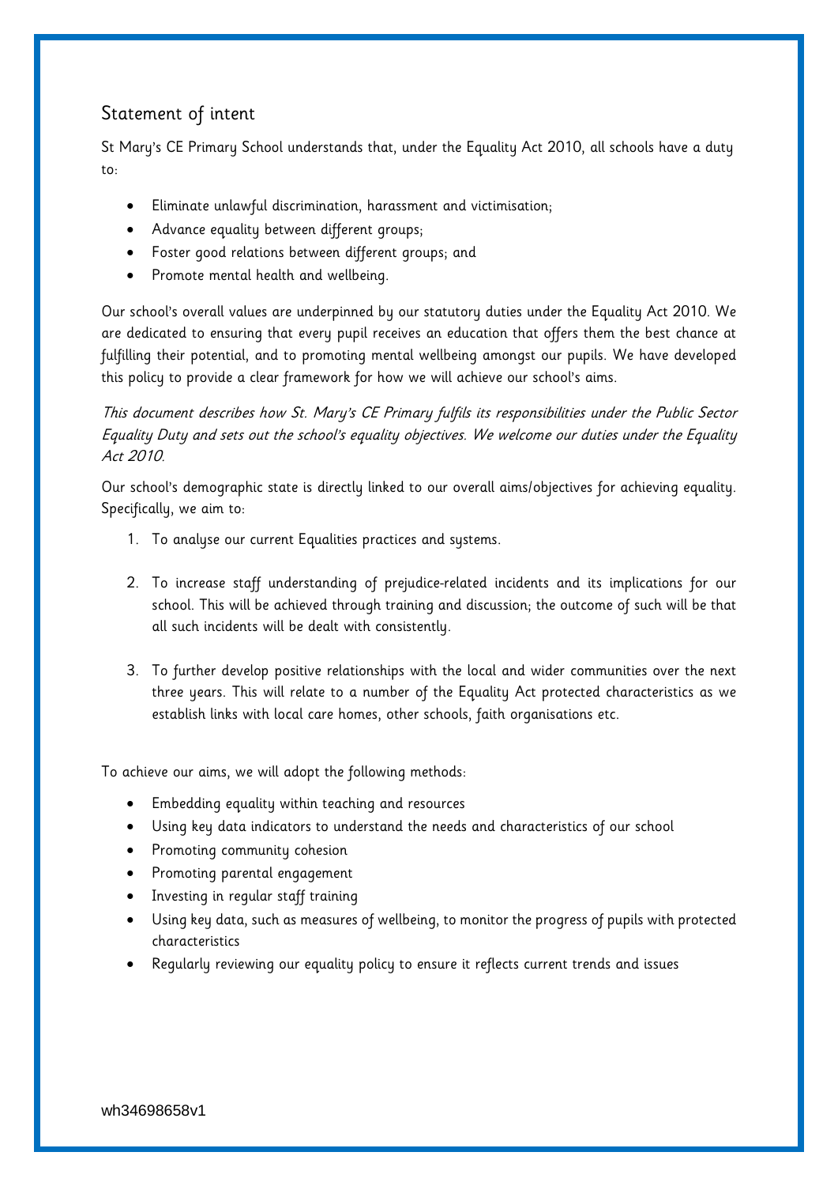## Statement of intent

St Mary's CE Primary School understands that, under the Equality Act 2010, all schools have a duty to:

- Eliminate unlawful discrimination, harassment and victimisation;
- Advance equality between different groups;
- Foster good relations between different groups; and
- Promote mental health and wellbeing.

Our school's overall values are underpinned by our statutory duties under the Equality Act 2010. We are dedicated to ensuring that every pupil receives an education that offers them the best chance at fulfilling their potential, and to promoting mental wellbeing amongst our pupils. We have developed this policy to provide a clear framework for how we will achieve our school's aims.

*This document describes how St. Mary's CE Primary fulfils its responsibilities under the Public Sector Equality Duty and sets out the school's equality objectives. We welcome our duties under the Equality Act 2010.*

Our school's demographic state is directly linked to our overall aims/objectives for achieving equality. Specifically, we aim to:

1. To analyse our current Equalities practices and systems.

2. To increase staff understanding of prejudice-related incidents and its implications for our school. This will be achieved through training and discussion; the outcome of such will be that all such incidents will be dealt with consistently.

3. To further develop positive relationships with the local and wider communities over the next three years. This will relate to a number of the Equality Act protected characteristics as we establish links with local care homes, other schools, faith organisations etc.

To achieve our aims, we will adopt the following methods:

- Embedding equality within teaching and resources
- Using key data indicators to understand the needs and characteristics of our school
- Promoting community cohesion
- Promoting parental engagement
- Investing in regular staff training
- Using key data, such as measures of wellbeing, to monitor the progress of pupils with protected characteristics
- Regularly reviewing our equality policy to ensure it reflects current trends and issues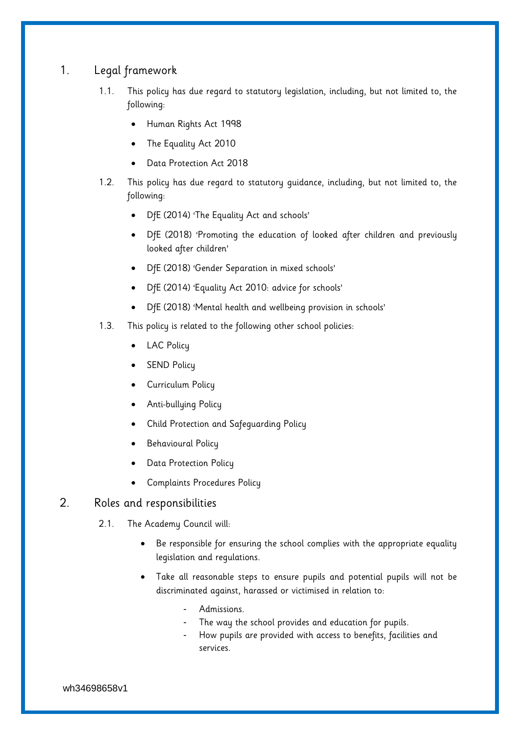## 1. Legal framework

1.1. This policy has due regard to statutory legislation, including, but not limited to, the following:

- Human Rights Act 1998
- The Equality Act 2010
- Data Protection Act 2018

1.2. This policy has due regard to statutory guidance, including, but not limited to, the following:

- DfE (2014) 'The Equality Act and schools'
- DfE (2018) 'Promoting the education of looked after children and previously looked after children'
- DfE (2018) 'Gender Separation in mixed schools'
- DfE (2014) 'Equality Act 2010: advice for schools'
- DfE (2018) 'Mental health and wellbeing provision in schools'

1.3. This policy is related to the following other school policies:

- LAC Policy
- SEND Policy
- Curriculum Policy
- Anti-bullying Policy
- Child Protection and Safeguarding Policy
- Behavioural Policy
- Data Protection Policy
- Complaints Procedures Policy

## 2. Roles and responsibilities

2.1. The Academy Council will:

- Be responsible for ensuring the school complies with the appropriate equality legislation and regulations.
- Take all reasonable steps to ensure pupils and potential pupils will not be discriminated against, harassed or victimised in relation to:
  - Admissions.
  - The way the school provides and education for pupils.
  - How pupils are provided with access to benefits, facilities and services.

wh34698658v1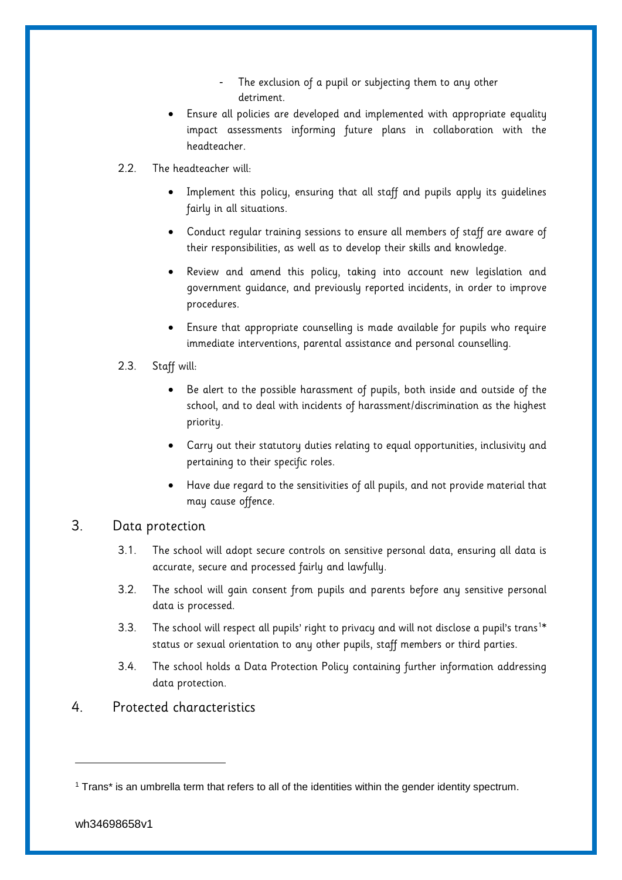- The exclusion of a pupil or subjecting them to any other detriment.
- Ensure all policies are developed and implemented with appropriate equality impact assessments informing future plans in collaboration with the headteacher.

2.2. The headteacher will:

- Implement this policy, ensuring that all staff and pupils apply its guidelines fairly in all situations.
- Conduct regular training sessions to ensure all members of staff are aware of their responsibilities, as well as to develop their skills and knowledge.
- Review and amend this policy, taking into account new legislation and government guidance, and previously reported incidents, in order to improve procedures.
- Ensure that appropriate counselling is made available for pupils who require immediate interventions, parental assistance and personal counselling.

2.3. Staff will:

- Be alert to the possible harassment of pupils, both inside and outside of the school, and to deal with incidents of harassment/discrimination as the highest priority.
- Carry out their statutory duties relating to equal opportunities, inclusivity and pertaining to their specific roles.
- Have due regard to the sensitivities of all pupils, and not provide material that may cause offence.

## 3. Data protection

3.1. The school will adopt secure controls on sensitive personal data, ensuring all data is accurate, secure and processed fairly and lawfully.

3.2. The school will gain consent from pupils and parents before any sensitive personal data is processed.

3.3. The school will respect all pupils' right to privacy and will not disclose a pupil's trans[1]* status or sexual orientation to any other pupils, staff members or third parties.

3.4. The school holds a Data Protection Policy containing further information addressing data protection.

## 4. Protected characteristics

---

[1] Trans* is an umbrella term that refers to all of the identities within the gender identity spectrum.

wh34698658v1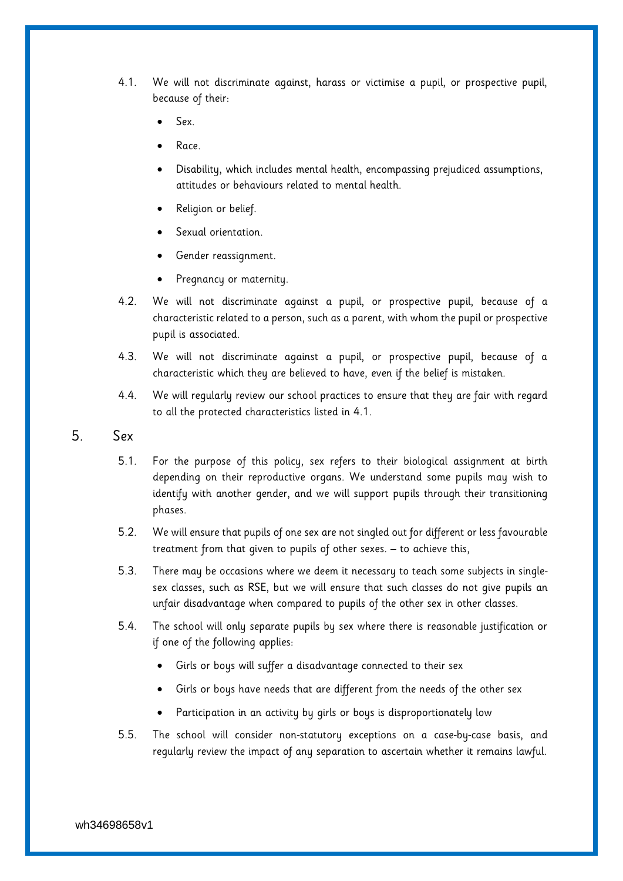4.1. We will not discriminate against, harass or victimise a pupil, or prospective pupil, because of their:

- Sex.
- Race.
- Disability, which includes mental health, encompassing prejudiced assumptions, attitudes or behaviours related to mental health.
- Religion or belief.
- Sexual orientation.
- Gender reassignment.
- Pregnancy or maternity.

4.2. We will not discriminate against a pupil, or prospective pupil, because of a characteristic related to a person, such as a parent, with whom the pupil or prospective pupil is associated.

4.3. We will not discriminate against a pupil, or prospective pupil, because of a characteristic which they are believed to have, even if the belief is mistaken.

4.4. We will regularly review our school practices to ensure that they are fair with regard to all the protected characteristics listed in 4.1.

## 5. Sex

5.1. For the purpose of this policy, sex refers to their biological assignment at birth depending on their reproductive organs. We understand some pupils may wish to identify with another gender, and we will support pupils through their transitioning phases.

5.2. We will ensure that pupils of one sex are not singled out for different or less favourable treatment from that given to pupils of other sexes. – to achieve this,

5.3. There may be occasions where we deem it necessary to teach some subjects in single-sex classes, such as RSE, but we will ensure that such classes do not give pupils an unfair disadvantage when compared to pupils of the other sex in other classes.

5.4. The school will only separate pupils by sex where there is reasonable justification or if one of the following applies:

- Girls or boys will suffer a disadvantage connected to their sex
- Girls or boys have needs that are different from the needs of the other sex
- Participation in an activity by girls or boys is disproportionately low

5.5. The school will consider non-statutory exceptions on a case-by-case basis, and regularly review the impact of any separation to ascertain whether it remains lawful.

wh34698658v1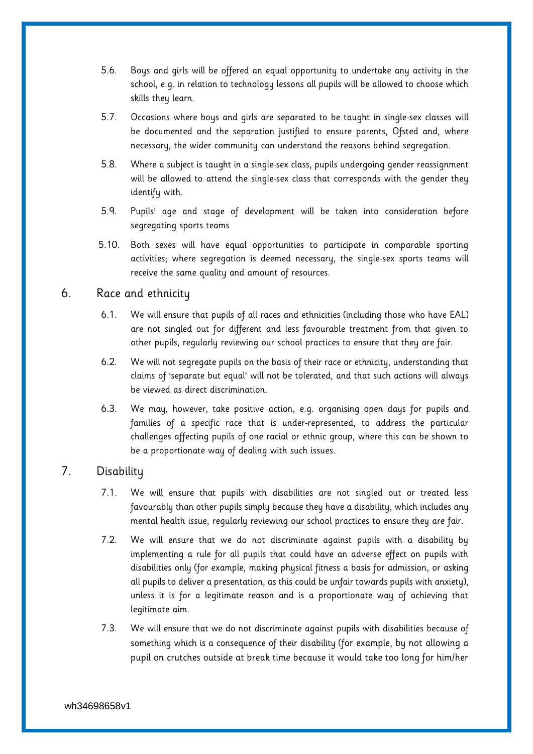5.6. Boys and girls will be offered an equal opportunity to undertake any activity in the school, e.g. in relation to technology lessons all pupils will be allowed to choose which skills they learn.

5.7. Occasions where boys and girls are separated to be taught in single-sex classes will be documented and the separation justified to ensure parents, Ofsted and, where necessary, the wider community can understand the reasons behind segregation.

5.8. Where a subject is taught in a single-sex class, pupils undergoing gender reassignment will be allowed to attend the single-sex class that corresponds with the gender they identify with.

5.9. Pupils' age and stage of development will be taken into consideration before segregating sports teams

5.10. Both sexes will have equal opportunities to participate in comparable sporting activities; where segregation is deemed necessary, the single-sex sports teams will receive the same quality and amount of resources.

## 6. Race and ethnicity

6.1. We will ensure that pupils of all races and ethnicities (including those who have EAL) are not singled out for different and less favourable treatment from that given to other pupils, regularly reviewing our school practices to ensure that they are fair.

6.2. We will not segregate pupils on the basis of their race or ethnicity, understanding that claims of 'separate but equal' will not be tolerated, and that such actions will always be viewed as direct discrimination.

6.3. We may, however, take positive action, e.g. organising open days for pupils and families of a specific race that is under-represented, to address the particular challenges affecting pupils of one racial or ethnic group, where this can be shown to be a proportionate way of dealing with such issues.

## 7. Disability

7.1. We will ensure that pupils with disabilities are not singled out or treated less favourably than other pupils simply because they have a disability, which includes any mental health issue, regularly reviewing our school practices to ensure they are fair.

7.2. We will ensure that we do not discriminate against pupils with a disability by implementing a rule for all pupils that could have an adverse effect on pupils with disabilities only (for example, making physical fitness a basis for admission, or asking all pupils to deliver a presentation, as this could be unfair towards pupils with anxiety), unless it is for a legitimate reason and is a proportionate way of achieving that legitimate aim.

7.3. We will ensure that we do not discriminate against pupils with disabilities because of something which is a consequence of their disability (for example, by not allowing a pupil on crutches outside at break time because it would take too long for him/her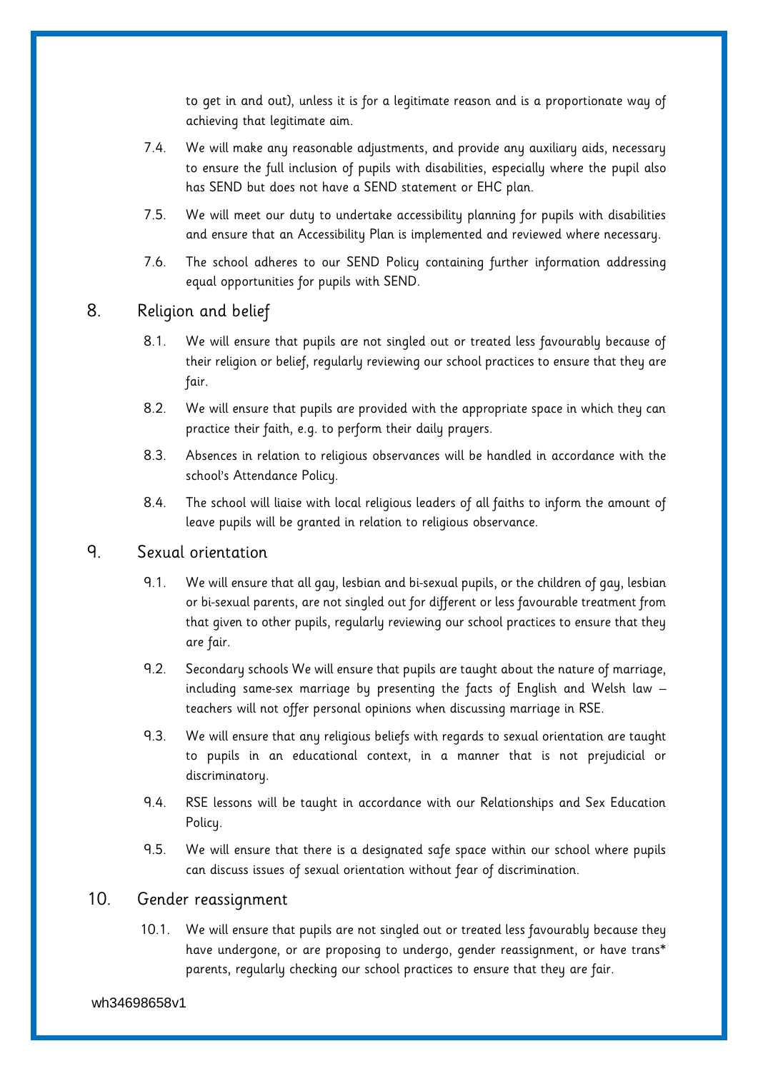to get in and out), unless it is for a legitimate reason and is a proportionate way of achieving that legitimate aim.

7.4. We will make any reasonable adjustments, and provide any auxiliary aids, necessary to ensure the full inclusion of pupils with disabilities, especially where the pupil also has SEND but does not have a SEND statement or EHC plan.

7.5. We will meet our duty to undertake accessibility planning for pupils with disabilities and ensure that an Accessibility Plan is implemented and reviewed where necessary.

7.6. The school adheres to our SEND Policy containing further information addressing equal opportunities for pupils with SEND.

## 8. Religion and belief

8.1. We will ensure that pupils are not singled out or treated less favourably because of their religion or belief, regularly reviewing our school practices to ensure that they are fair.

8.2. We will ensure that pupils are provided with the appropriate space in which they can practice their faith, e.g. to perform their daily prayers.

8.3. Absences in relation to religious observances will be handled in accordance with the school's Attendance Policy.

8.4. The school will liaise with local religious leaders of all faiths to inform the amount of leave pupils will be granted in relation to religious observance.

## 9. Sexual orientation

9.1. We will ensure that all gay, lesbian and bi-sexual pupils, or the children of gay, lesbian or bi-sexual parents, are not singled out for different or less favourable treatment from that given to other pupils, regularly reviewing our school practices to ensure that they are fair.

9.2. Secondary schools We will ensure that pupils are taught about the nature of marriage, including same-sex marriage by presenting the facts of English and Welsh law – teachers will not offer personal opinions when discussing marriage in RSE.

9.3. We will ensure that any religious beliefs with regards to sexual orientation are taught to pupils in an educational context, in a manner that is not prejudicial or discriminatory.

9.4. RSE lessons will be taught in accordance with our Relationships and Sex Education Policy.

9.5. We will ensure that there is a designated safe space within our school where pupils can discuss issues of sexual orientation without fear of discrimination.

## 10. Gender reassignment

10.1. We will ensure that pupils are not singled out or treated less favourably because they have undergone, or are proposing to undergo, gender reassignment, or have trans* parents, regularly checking our school practices to ensure that they are fair.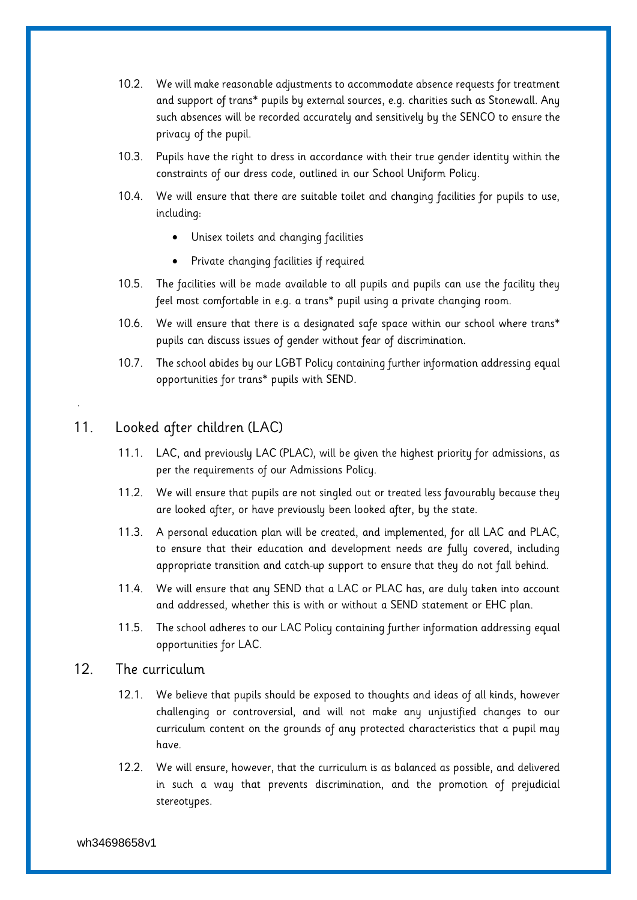10.2. We will make reasonable adjustments to accommodate absence requests for treatment and support of trans* pupils by external sources, e.g. charities such as Stonewall. Any such absences will be recorded accurately and sensitively by the SENCO to ensure the privacy of the pupil.

10.3. Pupils have the right to dress in accordance with their true gender identity within the constraints of our dress code, outlined in our School Uniform Policy.

10.4. We will ensure that there are suitable toilet and changing facilities for pupils to use, including:

- Unisex toilets and changing facilities
- Private changing facilities if required

10.5. The facilities will be made available to all pupils and pupils can use the facility they feel most comfortable in e.g. a trans* pupil using a private changing room.

10.6. We will ensure that there is a designated safe space within our school where trans* pupils can discuss issues of gender without fear of discrimination.

10.7. The school abides by our LGBT Policy containing further information addressing equal opportunities for trans* pupils with SEND.

## 11. Looked after children (LAC)

11.1. LAC, and previously LAC (PLAC), will be given the highest priority for admissions, as per the requirements of our Admissions Policy.

11.2. We will ensure that pupils are not singled out or treated less favourably because they are looked after, or have previously been looked after, by the state.

11.3. A personal education plan will be created, and implemented, for all LAC and PLAC, to ensure that their education and development needs are fully covered, including appropriate transition and catch-up support to ensure that they do not fall behind.

11.4. We will ensure that any SEND that a LAC or PLAC has, are duly taken into account and addressed, whether this is with or without a SEND statement or EHC plan.

11.5. The school adheres to our LAC Policy containing further information addressing equal opportunities for LAC.

## 12. The curriculum

12.1. We believe that pupils should be exposed to thoughts and ideas of all kinds, however challenging or controversial, and will not make any unjustified changes to our curriculum content on the grounds of any protected characteristics that a pupil may have.

12.2. We will ensure, however, that the curriculum is as balanced as possible, and delivered in such a way that prevents discrimination, and the promotion of prejudicial stereotypes.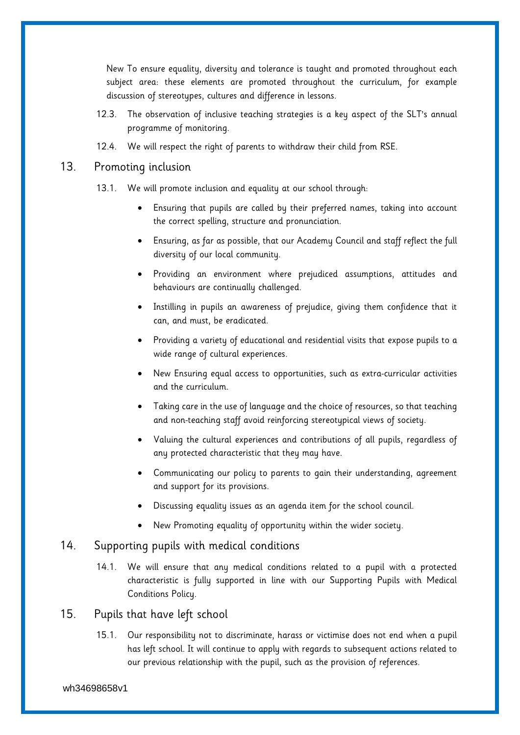New To ensure equality, diversity and tolerance is taught and promoted throughout each subject area: these elements are promoted throughout the curriculum, for example discussion of stereotypes, cultures and difference in lessons.

12.3. The observation of inclusive teaching strategies is a key aspect of the SLT's annual programme of monitoring.

12.4. We will respect the right of parents to withdraw their child from RSE.

## 13. Promoting inclusion

13.1. We will promote inclusion and equality at our school through:

- Ensuring that pupils are called by their preferred names, taking into account the correct spelling, structure and pronunciation.
- Ensuring, as far as possible, that our Academy Council and staff reflect the full diversity of our local community.
- Providing an environment where prejudiced assumptions, attitudes and behaviours are continually challenged.
- Instilling in pupils an awareness of prejudice, giving them confidence that it can, and must, be eradicated.
- Providing a variety of educational and residential visits that expose pupils to a wide range of cultural experiences.
- New Ensuring equal access to opportunities, such as extra-curricular activities and the curriculum.
- Taking care in the use of language and the choice of resources, so that teaching and non-teaching staff avoid reinforcing stereotypical views of society.
- Valuing the cultural experiences and contributions of all pupils, regardless of any protected characteristic that they may have.
- Communicating our policy to parents to gain their understanding, agreement and support for its provisions.
- Discussing equality issues as an agenda item for the school council.
- New Promoting equality of opportunity within the wider society.

## 14. Supporting pupils with medical conditions

14.1. We will ensure that any medical conditions related to a pupil with a protected characteristic is fully supported in line with our Supporting Pupils with Medical Conditions Policy.

## 15. Pupils that have left school

15.1. Our responsibility not to discriminate, harass or victimise does not end when a pupil has left school. It will continue to apply with regards to subsequent actions related to our previous relationship with the pupil, such as the provision of references.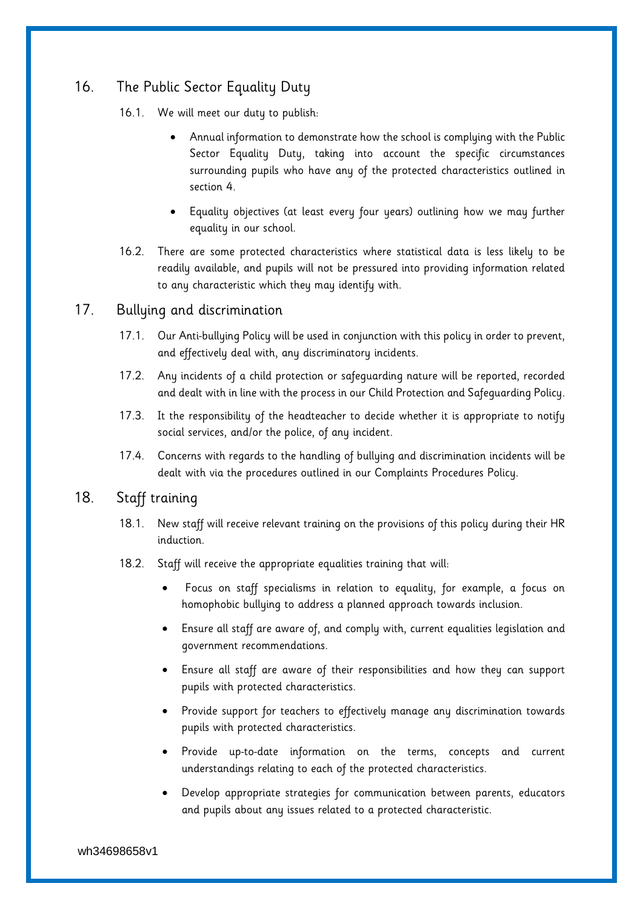## 16. The Public Sector Equality Duty

16.1. We will meet our duty to publish:

- Annual information to demonstrate how the school is complying with the Public Sector Equality Duty, taking into account the specific circumstances surrounding pupils who have any of the protected characteristics outlined in section 4.
- Equality objectives (at least every four years) outlining how we may further equality in our school.

16.2. There are some protected characteristics where statistical data is less likely to be readily available, and pupils will not be pressured into providing information related to any characteristic which they may identify with.

## 17. Bullying and discrimination

17.1. Our Anti-bullying Policy will be used in conjunction with this policy in order to prevent, and effectively deal with, any discriminatory incidents.

17.2. Any incidents of a child protection or safeguarding nature will be reported, recorded and dealt with in line with the process in our Child Protection and Safeguarding Policy.

17.3. It the responsibility of the headteacher to decide whether it is appropriate to notify social services, and/or the police, of any incident.

17.4. Concerns with regards to the handling of bullying and discrimination incidents will be dealt with via the procedures outlined in our Complaints Procedures Policy.

## 18. Staff training

18.1. New staff will receive relevant training on the provisions of this policy during their HR induction.

18.2. Staff will receive the appropriate equalities training that will:

- Focus on staff specialisms in relation to equality, for example, a focus on homophobic bullying to address a planned approach towards inclusion.
- Ensure all staff are aware of, and comply with, current equalities legislation and government recommendations.
- Ensure all staff are aware of their responsibilities and how they can support pupils with protected characteristics.
- Provide support for teachers to effectively manage any discrimination towards pupils with protected characteristics.
- Provide up-to-date information on the terms, concepts and current understandings relating to each of the protected characteristics.
- Develop appropriate strategies for communication between parents, educators and pupils about any issues related to a protected characteristic.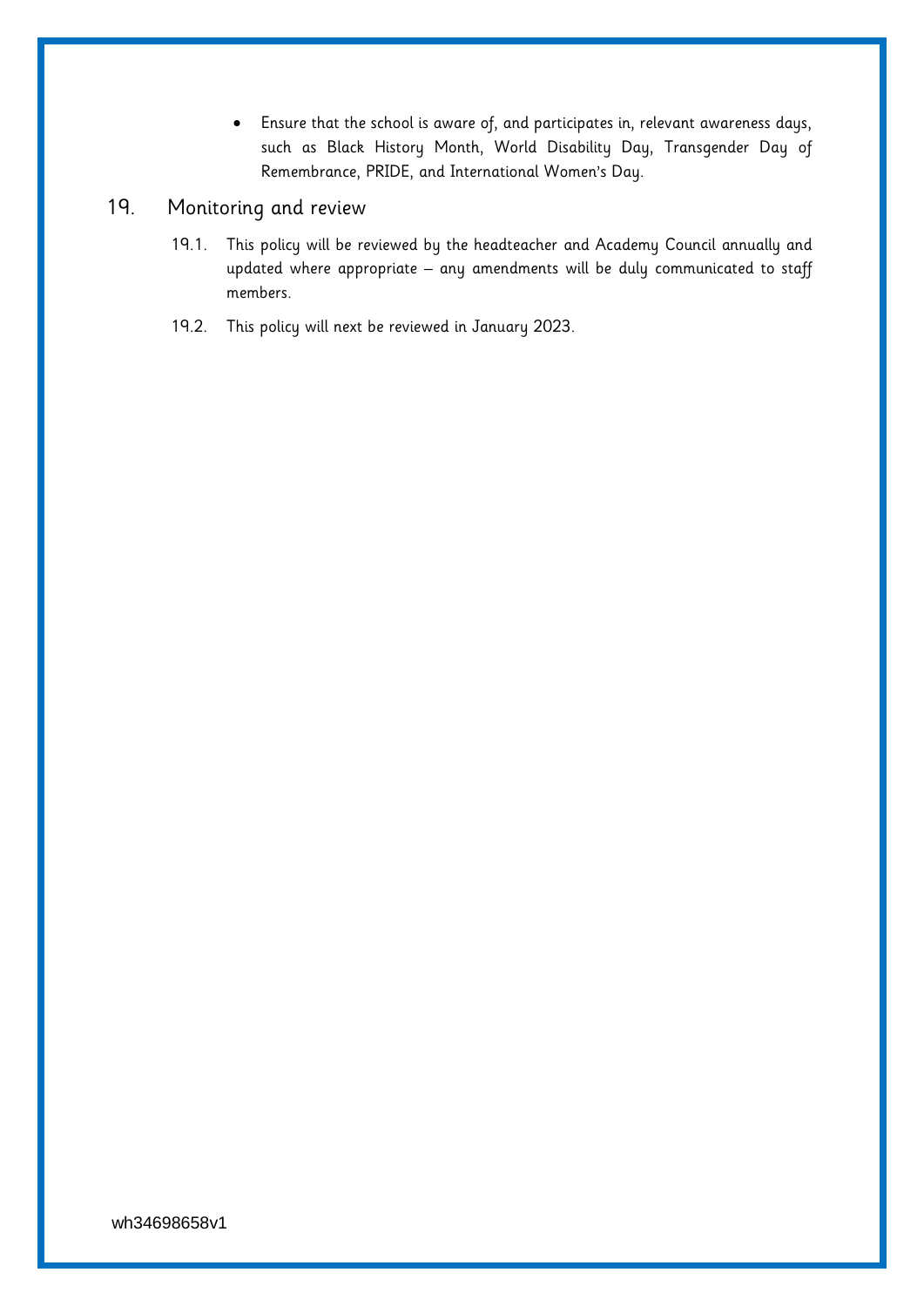- Ensure that the school is aware of, and participates in, relevant awareness days, such as Black History Month, World Disability Day, Transgender Day of Remembrance, PRIDE, and International Women's Day.

## 19. Monitoring and review

19.1. This policy will be reviewed by the headteacher and Academy Council annually and updated where appropriate – any amendments will be duly communicated to staff members.

19.2. This policy will next be reviewed in January 2023.

wh34698658v1